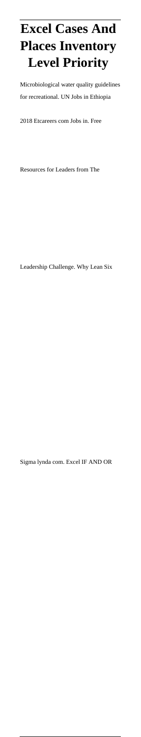# Excel Cases And Places Inventory Level Priority

Microbiological water quality guidelines for recreational. UN Jobs in Ethiopia 2018 Etcareers com Jobs in. Free Resources for Leaders from The Leadership Challenge. Why Lean Six Sigma lynda com. Excel IF AND OR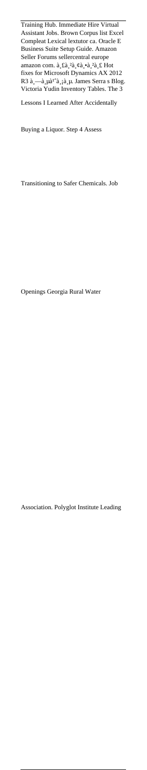Training Hub. Immediate Hire Virtual Assistant Jobs. Brown Corpus list Excel Compleat Lexical lextutor ca. Oracle E Business Suite Setup Guide. Amazon Seller Forums sellercentral europe amazon com. à¸£à¸²à¸¢à¸•à¸²à¸£ Hot fixes for Microsoft Dynamics AX 2012 R3 à¸—à¸µà¹ˆà¸¡à¸µ. James Serra s Blog. Victoria Yudin Inventory Tables. The 3 Lessons I Learned After Accidentally Buying a Liquor. Step 4 Assess Transitioning to Safer Chemicals. Job Openings Georgia Rural Water Association. Polyglot Institute Leading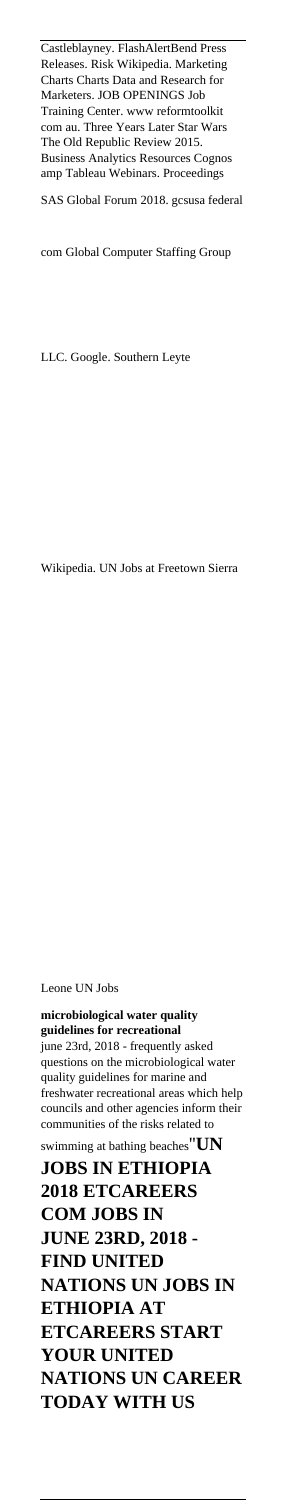Castleblayney. FlashAlertBend Press Releases. Risk Wikipedia. Marketing Charts Charts Data and Research for Marketers. JOB OPENINGS Job Training Center. www reformtoolkit com au. Three Years Later Star Wars The Old Republic Review 2015. Business Analytics Resources Cognos amp Tableau Webinars. Proceedings SAS Global Forum 2018. gcsusa federal com Global Computer Staffing Group LLC. Google. Southern Leyte Wikipedia. UN Jobs at Freetown Sierra Leone UN Jobs

**microbiological water quality guidelines for recreational**
june 23rd, 2018 - frequently asked questions on the microbiological water quality guidelines for marine and freshwater recreational areas which help councils and other agencies inform their communities of the risks related to swimming at bathing beaches''**UN JOBS IN ETHIOPIA 2018 ETCAREERS COM JOBS IN JUNE 23RD, 2018 - FIND UNITED NATIONS UN JOBS IN ETHIOPIA AT ETCAREERS START YOUR UNITED NATIONS UN CAREER TODAY WITH US**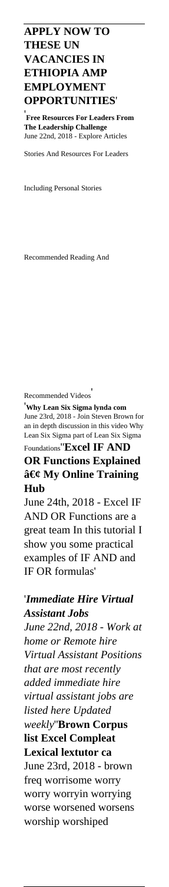## APPLY NOW TO THESE UN VACANCIES IN ETHIOPIA AMP EMPLOYMENT OPPORTUNITIES'

'**Free Resources For Leaders From The Leadership Challenge**
June 22nd, 2018 - Explore Articles Stories And Resources For Leaders Including Personal Stories Recommended Reading And Recommended Videos'

'**Why Lean Six Sigma lynda com**
June 23rd, 2018 - Join Steven Brown for an in depth discussion in this video Why Lean Six Sigma part of Lean Six Sigma Foundations''**Excel IF AND OR Functions Explained â€¢ My Online Training Hub**

June 24th, 2018 - Excel IF AND OR Functions are a great team In this tutorial I show you some practical examples of IF AND and IF OR formulas'

'***Immediate Hire Virtual Assistant Jobs***
*June 22nd, 2018 - Work at home or Remote hire Virtual Assistant Positions that are most recently added immediate hire virtual assistant jobs are listed here Updated weekly*''**Brown Corpus list Excel Compleat Lexical lextutor ca**
June 23rd, 2018 - brown freq worrisome worry worry worryin worrying worse worsened worsens worship worshiped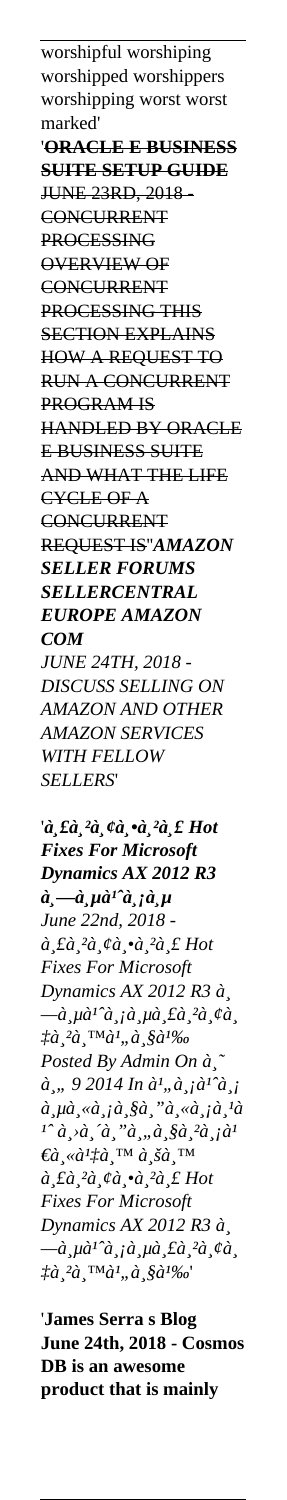worshipful worshiping worshipped worshippers worshipping worst worst marked'

'**ORACLE E BUSINESS SUITE SETUP GUIDE**
~~JUNE 23RD, 2018 - CONCURRENT PROCESSING OVERVIEW OF CONCURRENT PROCESSING THIS SECTION EXPLAINS HOW A REQUEST TO RUN A CONCURRENT PROGRAM IS HANDLED BY ORACLE E BUSINESS SUITE AND WHAT THE LIFE CYCLE OF A CONCURRENT REQUEST IS~~''***AMAZON SELLER FORUMS SELLERCENTRAL EUROPE AMAZON COM***
*JUNE 24TH, 2018 - DISCUSS SELLING ON AMAZON AND OTHER AMAZON SERVICES WITH FELLOW SELLERS*'

'***à¸£à¸²à¸¢à¸•à¸²à¸£ Hot Fixes For Microsoft Dynamics AX 2012 R3 à¸—à¸µà¹ˆà¸¡à¸µ***
*June 22nd, 2018 - à¸£à¸²à¸¢à¸•à¸²à¸£ Hot Fixes For Microsoft Dynamics AX 2012 R3 à¸—à¸µà¹ˆà¸¡à¸µà¸£à¸²à¸¢à¸‡à¸²à¸™à¹„à¸§à¹‰ Posted By Admin On à¸˜à¸„ 9 2014 In à¹„à¸¡à¹ˆà¸¡à¸µà¸«à¸¡à¸§à¸”à¸«à¸¡à¸¹à¹ˆà¸›à¸´à¸”à¸„à¸§à¸²à¸¡à¹€à¸«à¹‡à¸™ à¸šà¸™ à¸£à¸²à¸¢à¸•à¸²à¸£ Hot Fixes For Microsoft Dynamics AX 2012 R3 à¸—à¸µà¹ˆà¸¡à¸µà¸£à¸²à¸¢à¸‡à¸²à¸™à¹„à¸§à¹‰*'

'**James Serra s Blog June 24th, 2018 - Cosmos DB is an awesome product that is mainly**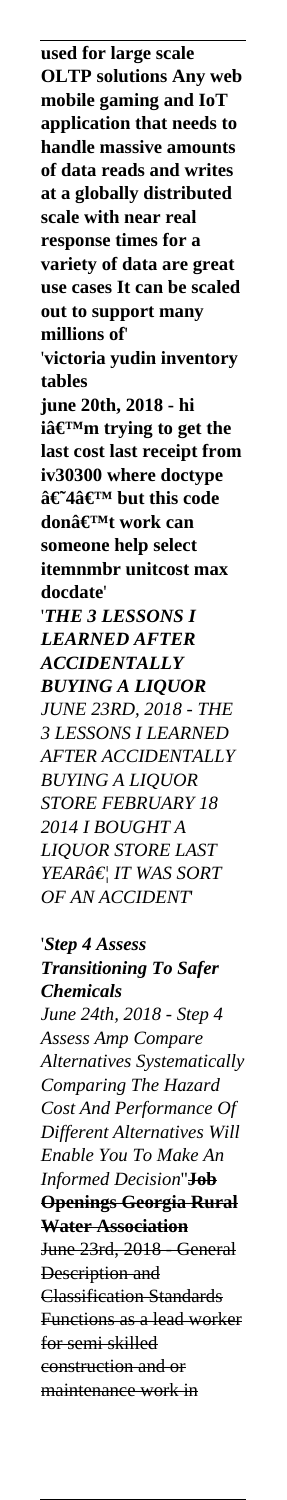**used for large scale OLTP solutions Any web mobile gaming and IoT application that needs to handle massive amounts of data reads and writes at a globally distributed scale with near real response times for a variety of data are great use cases It can be scaled out to support many millions of**'

'**victoria yudin inventory tables**

**june 20th, 2018 - hi iâ€™m trying to get the last cost last receipt from iv30300 where doctype â€˜4â€™ but this code donâ€™t work can someone help select itemnmbr unitcost max docdate**'

'***THE 3 LESSONS I LEARNED AFTER ACCIDENTALLY BUYING A LIQUOR***

*JUNE 23RD, 2018 - THE 3 LESSONS I LEARNED AFTER ACCIDENTALLY BUYING A LIQUOR STORE FEBRUARY 18 2014 I BOUGHT A LIQUOR STORE LAST YEARâ€¦ IT WAS SORT OF AN ACCIDENT*'

'***Step 4 Assess Transitioning To Safer Chemicals***

*June 24th, 2018 - Step 4 Assess Amp Compare Alternatives Systematically Comparing The Hazard Cost And Performance Of Different Alternatives Will Enable You To Make An Informed Decision*''~~**Job Openings Georgia Rural Water Association**~~

~~June 23rd, 2018 - General Description and Classification Standards Functions as a lead worker for semi skilled construction and or maintenance work in~~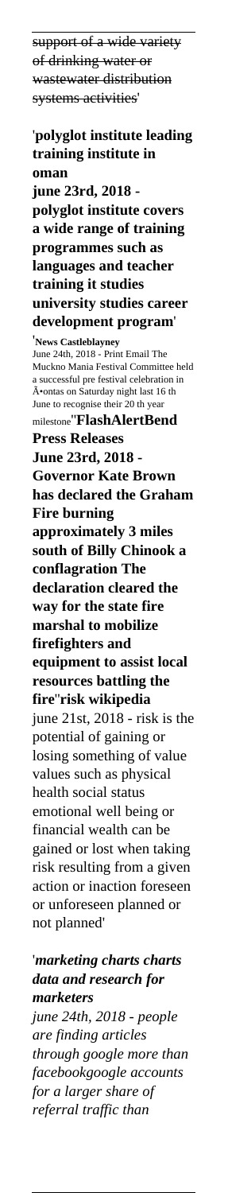support of a wide variety of drinking water or wastewater distribution systems activities'

'**polyglot institute leading training institute in oman**
**june 23rd, 2018 - polyglot institute covers a wide range of training programmes such as languages and teacher training it studies university studies career development program**'

'**News Castleblayney**
June 24th, 2018 - Print Email The Muckno Mania Festival Committee held a successful pre festival celebration in Ã•ontas on Saturday night last 16 th June to recognise their 20 th year milestone''**FlashAlertBend Press Releases**
**June 23rd, 2018 - Governor Kate Brown has declared the Graham Fire burning approximately 3 miles south of Billy Chinook a conflagration The declaration cleared the way for the state fire marshal to mobilize firefighters and equipment to assist local resources battling the fire**''**risk wikipedia**
june 21st, 2018 - risk is the potential of gaining or losing something of value values such as physical health social status emotional well being or financial wealth can be gained or lost when taking risk resulting from a given action or inaction foreseen or unforeseen planned or not planned'

'***marketing charts charts data and research for marketers***
*june 24th, 2018 - people are finding articles through google more than facebookgoogle accounts for a larger share of referral traffic than*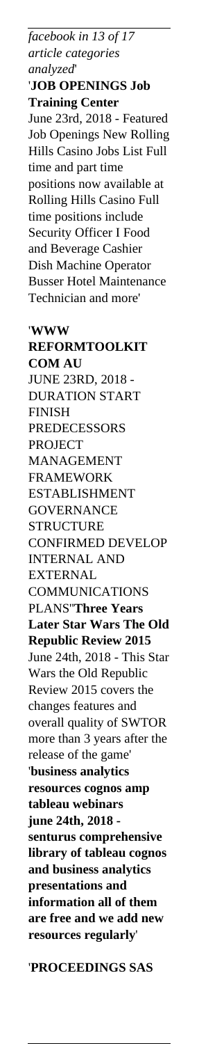*facebook in 13 of 17 article categories analyzed*'

'**JOB OPENINGS Job Training Center**
June 23rd, 2018 - Featured Job Openings New Rolling Hills Casino Jobs List Full time and part time positions now available at Rolling Hills Casino Full time positions include Security Officer I Food and Beverage Cashier Dish Machine Operator Busser Hotel Maintenance Technician and more'

'**WWW REFORMTOOLKIT COM AU**
JUNE 23RD, 2018 - DURATION START FINISH PREDECESSORS PROJECT MANAGEMENT FRAMEWORK ESTABLISHMENT GOVERNANCE STRUCTURE CONFIRMED DEVELOP INTERNAL AND EXTERNAL COMMUNICATIONS PLANS''**Three Years Later Star Wars The Old Republic Review 2015**
June 24th, 2018 - This Star Wars the Old Republic Review 2015 covers the changes features and overall quality of SWTOR more than 3 years after the release of the game'

'**business analytics resources cognos amp tableau webinars**
**june 24th, 2018 - senturus comprehensive library of tableau cognos and business analytics presentations and information all of them are free and we add new resources regularly**'

'**PROCEEDINGS SAS**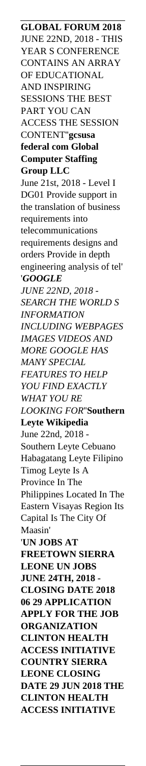**GLOBAL FORUM 2018** JUNE 22ND, 2018 - THIS YEAR S CONFERENCE CONTAINS AN ARRAY OF EDUCATIONAL AND INSPIRING SESSIONS THE BEST PART YOU CAN ACCESS THE SESSION CONTENT''**gcsusa federal com Global Computer Staffing Group LLC**

June 21st, 2018 - Level I DG01 Provide support in the translation of business requirements into telecommunications requirements designs and orders Provide in depth engineering analysis of tel'

'***GOOGLE***

*JUNE 22ND, 2018 - SEARCH THE WORLD S INFORMATION INCLUDING WEBPAGES IMAGES VIDEOS AND MORE GOOGLE HAS MANY SPECIAL FEATURES TO HELP YOU FIND EXACTLY WHAT YOU RE LOOKING FOR*''**Southern Leyte Wikipedia**

June 22nd, 2018 - Southern Leyte Cebuano Habagatang Leyte Filipino Timog Leyte Is A Province In The Philippines Located In The Eastern Visayas Region Its Capital Is The City Of Maasin'

'**UN JOBS AT FREETOWN SIERRA LEONE UN JOBS JUNE 24TH, 2018 - CLOSING DATE 2018 06 29 APPLICATION APPLY FOR THE JOB ORGANIZATION CLINTON HEALTH ACCESS INITIATIVE COUNTRY SIERRA LEONE CLOSING DATE 29 JUN 2018 THE CLINTON HEALTH ACCESS INITIATIVE**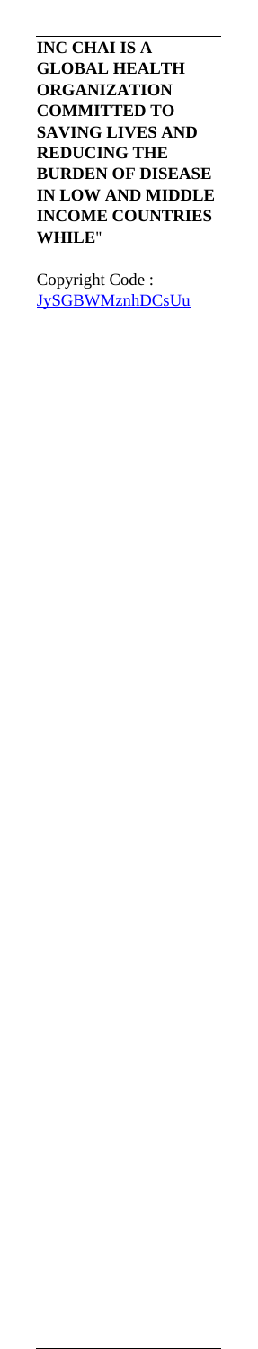**INC CHAI IS A GLOBAL HEALTH ORGANIZATION COMMITTED TO SAVING LIVES AND REDUCING THE BURDEN OF DISEASE IN LOW AND MIDDLE INCOME COUNTRIES WHILE**"

Copyright Code : JySGBWMznhDCsUu